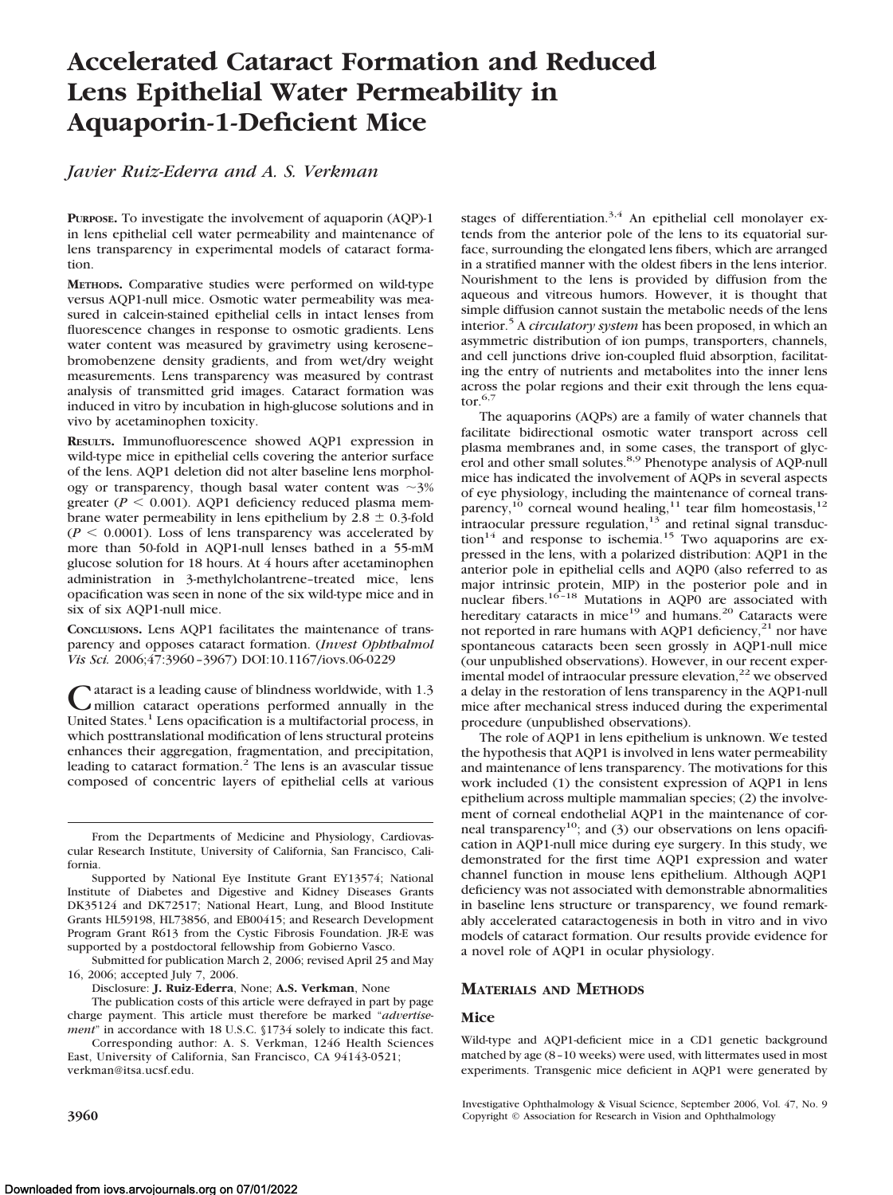# Accelerated Cataract Formation and Reduced Lens Epithelial Water Permeability in Aquaporin-1-Deficient Mice

*Javier Ruiz-Ederra and A. S. Verkman*

**PURPOSE.** To investigate the involvement of aquaporin (AQP)-1 in lens epithelial cell water permeability and maintenance of lens transparency in experimental models of cataract formation.

**METHODS.** Comparative studies were performed on wild-type versus AQP1-null mice. Osmotic water permeability was measured in calcein-stained epithelial cells in intact lenses from fluorescence changes in response to osmotic gradients. Lens water content was measured by gravimetry using kerosene–bromobenzene density gradients, and from wet/dry weight measurements. Lens transparency was measured by contrast analysis of transmitted grid images. Cataract formation was induced in vitro by incubation in high-glucose solutions and in vivo by acetaminophen toxicity.

**RESULTS.** Immunofluorescence showed AQP1 expression in wild-type mice in epithelial cells covering the anterior surface of the lens. AQP1 deletion did not alter baseline lens morphology or transparency, though basal water content was ~3% greater ($P < 0.001$). AQP1 deficiency reduced plasma membrane water permeability in lens epithelium by $2.8 \pm 0.3$-fold ($P < 0.0001$). Loss of lens transparency was accelerated by more than 50-fold in AQP1-null lenses bathed in a 55-mM glucose solution for 18 hours. At 4 hours after acetaminophen administration in 3-methylcholantrene–treated mice, lens opacification was seen in none of the six wild-type mice and in six of six AQP1-null mice.

**CONCLUSIONS.** Lens AQP1 facilitates the maintenance of transparency and opposes cataract formation. (*Invest Ophthalmol Vis Sci.* 2006;47:3960–3967) DOI:10.1167/iovs.06-0229

Cataract is a leading cause of blindness worldwide, with 1.3 million cataract operations performed annually in the United States.[1] Lens opacification is a multifactorial process, in which posttranslational modification of lens structural proteins enhances their aggregation, fragmentation, and precipitation, leading to cataract formation.[2] The lens is an avascular tissue composed of concentric layers of epithelial cells at various stages of differentiation.[3,4] An epithelial cell monolayer extends from the anterior pole of the lens to its equatorial surface, surrounding the elongated lens fibers, which are arranged in a stratified manner with the oldest fibers in the lens interior. Nourishment to the lens is provided by diffusion from the aqueous and vitreous humors. However, it is thought that simple diffusion cannot sustain the metabolic needs of the lens interior.[5] A *circulatory system* has been proposed, in which an asymmetric distribution of ion pumps, transporters, channels, and cell junctions drive ion-coupled fluid absorption, facilitating the entry of nutrients and metabolites into the inner lens across the polar regions and their exit through the lens equator.[6,7]

The aquaporins (AQPs) are a family of water channels that facilitate bidirectional osmotic water transport across cell plasma membranes and, in some cases, the transport of glycerol and other small solutes.[8,9] Phenotype analysis of AQP-null mice has indicated the involvement of AQPs in several aspects of eye physiology, including the maintenance of corneal transparency,[10] corneal wound healing,[11] tear film homeostasis,[12] intraocular pressure regulation,[13] and retinal signal transduction[14] and response to ischemia.[15] Two aquaporins are expressed in the lens, with a polarized distribution: AQP1 in the anterior pole in epithelial cells and AQP0 (also referred to as major intrinsic protein, MIP) in the posterior pole and in nuclear fibers.[16–18] Mutations in AQP0 are associated with hereditary cataracts in mice[19] and humans.[20] Cataracts were not reported in rare humans with AQP1 deficiency,[21] nor have spontaneous cataracts been seen grossly in AQP1-null mice (our unpublished observations). However, in our recent experimental model of intraocular pressure elevation,[22] we observed a delay in the restoration of lens transparency in the AQP1-null mice after mechanical stress induced during the experimental procedure (unpublished observations).

The role of AQP1 in lens epithelium is unknown. We tested the hypothesis that AQP1 is involved in lens water permeability and maintenance of lens transparency. The motivations for this work included (1) the consistent expression of AQP1 in lens epithelium across multiple mammalian species; (2) the involvement of corneal endothelial AQP1 in the maintenance of corneal transparency[10]; and (3) our observations on lens opacification in AQP1-null mice during eye surgery. In this study, we demonstrated for the first time AQP1 expression and water channel function in mouse lens epithelium. Although AQP1 deficiency was not associated with demonstrable abnormalities in baseline lens structure or transparency, we found remarkably accelerated cataractogenesis in both in vitro and in vivo models of cataract formation. Our results provide evidence for a novel role of AQP1 in ocular physiology.

## MATERIALS AND METHODS

### Mice

Wild-type and AQP1-deficient mice in a CD1 genetic background matched by age (8–10 weeks) were used, with littermates used in most experiments. Transgenic mice deficient in AQP1 were generated by

From the Departments of Medicine and Physiology, Cardiovascular Research Institute, University of California, San Francisco, California.

Supported by National Eye Institute Grant EY13574; National Institute of Diabetes and Digestive and Kidney Diseases Grants DK35124 and DK72517; National Heart, Lung, and Blood Institute Grants HL59198, HL73856, and EB00415; and Research Development Program Grant R613 from the Cystic Fibrosis Foundation. JR-E was supported by a postdoctoral fellowship from Gobierno Vasco.

Submitted for publication March 2, 2006; revised April 25 and May 16, 2006; accepted July 7, 2006.

Disclosure: **J. Ruiz-Ederra**, None; **A.S. Verkman**, None

The publication costs of this article were defrayed in part by page charge payment. This article must therefore be marked "*advertisement*" in accordance with 18 U.S.C. §1734 solely to indicate this fact.

Corresponding author: A. S. Verkman, 1246 Health Sciences East, University of California, San Francisco, CA 94143-0521; verkman@itsa.ucsf.edu.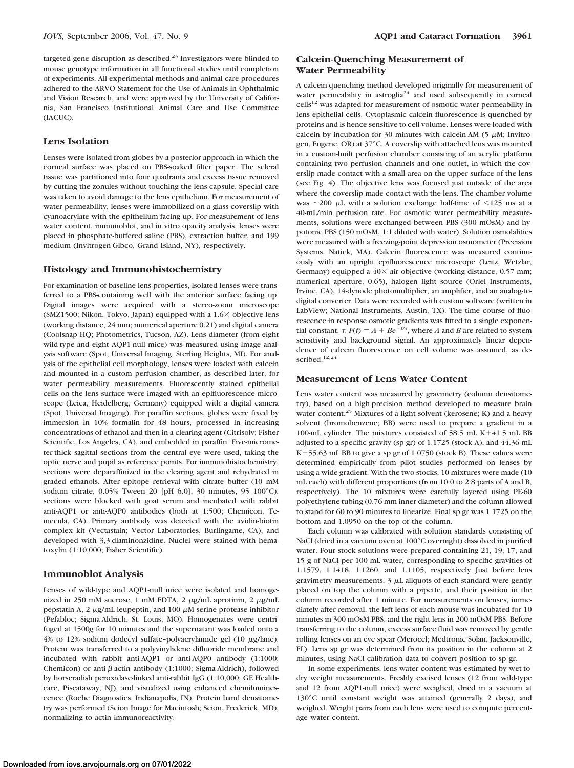targeted gene disruption as described.[23] Investigators were blinded to mouse genotype information in all functional studies until completion of experiments. All experimental methods and animal care procedures adhered to the ARVO Statement for the Use of Animals in Ophthalmic and Vision Research, and were approved by the University of California, San Francisco Institutional Animal Care and Use Committee (IACUC).

## Lens Isolation

Lenses were isolated from globes by a posterior approach in which the corneal surface was placed on PBS-soaked filter paper. The scleral tissue was partitioned into four quadrants and excess tissue removed by cutting the zonules without touching the lens capsule. Special care was taken to avoid damage to the lens epithelium. For measurement of water permeability, lenses were immobilized on a glass coverslip with cyanoacrylate with the epithelium facing up. For measurement of lens water content, immunoblot, and in vitro opacity analysis, lenses were placed in phosphate-buffered saline (PBS), extraction buffer, and 199 medium (Invitrogen-Gibco, Grand Island, NY), respectively.

## Histology and Immunohistochemistry

For examination of baseline lens properties, isolated lenses were transferred to a PBS-containing well with the anterior surface facing up. Digital images were acquired with a stereo-zoom microscope (SMZ1500; Nikon, Tokyo, Japan) equipped with a 1.6× objective lens (working distance, 24 mm; numerical aperture 0.21) and digital camera (Coolsnap HQ; Photometrics, Tucson, AZ). Lens diameter (from eight wild-type and eight AQP1-null mice) was measured using image analysis software (Spot; Universal Imaging, Sterling Heights, MI). For analysis of the epithelial cell morphology, lenses were loaded with calcein and mounted in a custom perfusion chamber, as described later, for water permeability measurements. Fluorescently stained epithelial cells on the lens surface were imaged with an epifluorescence microscope (Leica, Heidelberg, Germany) equipped with a digital camera (Spot; Universal Imaging). For paraffin sections, globes were fixed by immersion in 10% formalin for 48 hours, processed in increasing concentrations of ethanol and then in a clearing agent (Citrisolv; Fisher Scientific, Los Angeles, CA), and embedded in paraffin. Five-micrometer-thick sagittal sections from the central eye were used, taking the optic nerve and pupil as reference points. For immunohistochemistry, sections were deparaffinized in the clearing agent and rehydrated in graded ethanols. After epitope retrieval with citrate buffer (10 mM sodium citrate, 0.05% Tween 20 [pH 6.0], 30 minutes, 95–100°C), sections were blocked with goat serum and incubated with rabbit anti-AQP1 or anti-AQP0 antibodies (both at 1:500; Chemicon, Temecula, CA). Primary antibody was detected with the avidin-biotin complex kit (Vectastain; Vector Laboratories, Burlingame, CA), and developed with 3,3-diaminonzidine. Nuclei were stained with hematoxylin (1:10,000; Fisher Scientific).

## Immunoblot Analysis

Lenses of wild-type and AQP1-null mice were isolated and homogenized in 250 mM sucrose, 1 mM EDTA, 2 μg/mL aprotinin, 2 μg/mL pepstatin A, 2 μg/mL leupeptin, and 100 μM serine protease inhibitor (Pefabloc; Sigma-Aldrich, St. Louis, MO). Homogenates were centrifuged at 1500*g* for 10 minutes and the supernatant was loaded onto a 4% to 12% sodium dodecyl sulfate–polyacrylamide gel (10 μg/lane). Protein was transferred to a polyvinylidene difluoride membrane and incubated with rabbit anti-AQP1 or anti-AQP0 antibody (1:1000; Chemicon) or anti-β-actin antibody (1:1000; Sigma-Aldrich), followed by horseradish peroxidase-linked anti-rabbit IgG (1:10,000; GE Healthcare, Piscataway, NJ), and visualized using enhanced chemiluminescence (Roche Diagnostics, Indianapolis, IN). Protein band densitometry was performed (Scion Image for Macintosh; Scion, Frederick, MD), normalizing to actin immunoreactivity.

## Calcein-Quenching Measurement of Water Permeability

A calcein-quenching method developed originally for measurement of water permeability in astroglia[24] and used subsequently in corneal cells[12] was adapted for measurement of osmotic water permeability in lens epithelial cells. Cytoplasmic calcein fluorescence is quenched by proteins and is hence sensitive to cell volume. Lenses were loaded with calcein by incubation for 30 minutes with calcein-AM (5 μM; Invitrogen, Eugene, OR) at 37°C. A coverslip with attached lens was mounted in a custom-built perfusion chamber consisting of an acrylic platform containing two perfusion channels and one outlet, in which the coverslip made contact with a small area on the upper surface of the lens (see Fig. 4). The objective lens was focused just outside of the area where the coverslip made contact with the lens. The chamber volume was ~200 μL with a solution exchange half-time of <125 ms at a 40-mL/min perfusion rate. For osmotic water permeability measurements, solutions were exchanged between PBS (300 mOsM) and hypotonic PBS (150 mOsM, 1:1 diluted with water). Solution osmolalities were measured with a freezing-point depression osmometer (Precision Systems, Natick, MA). Calcein fluorescence was measured continuously with an upright epifluorescence microscope (Leitz, Wetzlar, Germany) equipped a 40× air objective (working distance, 0.57 mm; numerical aperture, 0.65), halogen light source (Oriel Instruments, Irvine, CA), 14-dynode photomultiplier, an amplifier, and an analog-to-digital converter. Data were recorded with custom software (written in LabView; National Instruments, Austin, TX). The time course of fluorescence in response osmotic gradients was fitted to a single exponential constant, $\tau$: $F(t) = A + Be^{-t/\tau}$, where $A$ and $B$ are related to system sensitivity and background signal. An approximately linear dependence of calcein fluorescence on cell volume was assumed, as described.[12,24]

## Measurement of Lens Water Content

Lens water content was measured by gravimetry (column densitometry), based on a high-precision method developed to measure brain water content.[25] Mixtures of a light solvent (kerosene; K) and a heavy solvent (bromobenzene; BB) were used to prepare a gradient in a 100-mL cylinder. The mixtures consisted of 58.5 mL K+41.5 mL BB adjusted to a specific gravity (sp gr) of 1.1725 (stock A), and 44.36 mL K+55.63 mL BB to give a sp gr of 1.0750 (stock B). These values were determined empirically from pilot studies performed on lenses by using a wide gradient. With the two stocks, 10 mixtures were made (10 mL each) with different proportions (from 10:0 to 2:8 parts of A and B, respectively). The 10 mixtures were carefully layered using PE-60 polyethylene tubing (0.76 mm inner diameter) and the column allowed to stand for 60 to 90 minutes to linearize. Final sp gr was 1.1725 on the bottom and 1.0950 on the top of the column.

Each column was calibrated with solution standards consisting of NaCl (dried in a vacuum oven at 100°C overnight) dissolved in purified water. Four stock solutions were prepared containing 21, 19, 17, and 15 g of NaCl per 100 mL water, corresponding to specific gravities of 1.1579, 1.1418, 1.1260, and 1.1105, respectively Just before lens gravimetry measurements, 3 μL aliquots of each standard were gently placed on top the column with a pipette, and their position in the column recorded after 1 minute. For measurements on lenses, immediately after removal, the left lens of each mouse was incubated for 10 minutes in 300 mOsM PBS, and the right lens in 200 mOsM PBS. Before transferring to the column, excess surface fluid was removed by gentle rolling lenses on an eye spear (Merocel; Medtronic Solan, Jacksonville, FL). Lens sp gr was determined from its position in the column at 2 minutes, using NaCl calibration data to convert position to sp gr.

In some experiments, lens water content was estimated by wet-to-dry weight measurements. Freshly excised lenses (12 from wild-type and 12 from AQP1-null mice) were weighed, dried in a vacuum at 130°C until constant weight was attained (generally 2 days), and weighed. Weight pairs from each lens were used to compute percentage water content.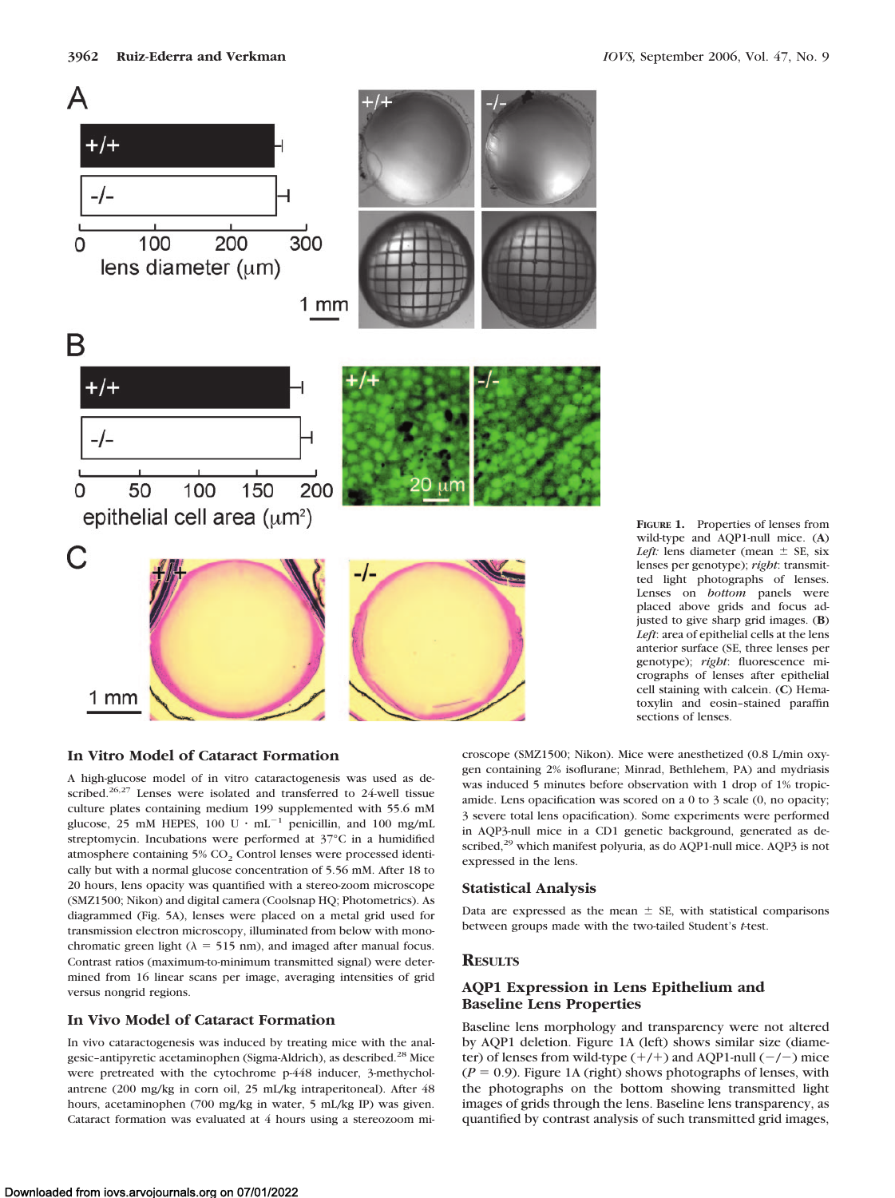**FIGURE 1.** Properties of lenses from wild-type and AQP1-null mice. (**A**) *Left:* lens diameter (mean ± SE, six lenses per genotype); *right*: transmitted light photographs of lenses. Lenses on *bottom* panels were placed above grids and focus adjusted to give sharp grid images. (**B**) *Left*: area of epithelial cells at the lens anterior surface (SE, three lenses per genotype); *right*: fluorescence micrographs of lenses after epithelial cell staining with calcein. (**C**) Hematoxylin and eosin–stained paraffin sections of lenses.

## In Vitro Model of Cataract Formation

A high-glucose model of in vitro cataractogenesis was used as described.[26,27] Lenses were isolated and transferred to 24-well tissue culture plates containing medium 199 supplemented with 55.6 mM glucose, 25 mM HEPES, 100 U · $mL^{-1}$ penicillin, and 100 mg/mL streptomycin. Incubations were performed at 37°C in a humidified atmosphere containing 5% $CO_2$. Control lenses were processed identically but with a normal glucose concentration of 5.56 mM. After 18 to 20 hours, lens opacity was quantified with a stereo-zoom microscope (SMZ1500; Nikon) and digital camera (Coolsnap HQ; Photometrics). As diagrammed (Fig. 5A), lenses were placed on a metal grid used for transmission electron microscopy, illuminated from below with monochromatic green light ($\lambda$ = 515 nm), and imaged after manual focus. Contrast ratios (maximum-to-minimum transmitted signal) were determined from 16 linear scans per image, averaging intensities of grid versus nongrid regions.

## In Vivo Model of Cataract Formation

In vivo cataractogenesis was induced by treating mice with the analgesic–antipyretic acetaminophen (Sigma-Aldrich), as described.[28] Mice were pretreated with the cytochrome p-448 inducer, 3-methylcholantrene (200 mg/kg in corn oil, 25 mL/kg intraperitoneal). After 48 hours, acetaminophen (700 mg/kg in water, 5 mL/kg IP) was given. Cataract formation was evaluated at 4 hours using a stereozoom microscope (SMZ1500; Nikon). Mice were anesthetized (0.8 L/min oxygen containing 2% isoflurane; Minrad, Bethlehem, PA) and mydriasis was induced 5 minutes before observation with 1 drop of 1% tropicamide. Lens opacification was scored on a 0 to 3 scale (0, no opacity; 3 severe total lens opacification). Some experiments were performed in AQP3-null mice in a CD1 genetic background, generated as described,[29] which manifest polyuria, as do AQP1-null mice. AQP3 is not expressed in the lens.

## Statistical Analysis

Data are expressed as the mean ± SE, with statistical comparisons between groups made with the two-tailed Student's *t*-test.

# RESULTS

## AQP1 Expression in Lens Epithelium and Baseline Lens Properties

Baseline lens morphology and transparency were not altered by AQP1 deletion. Figure 1A (left) shows similar size (diameter) of lenses from wild-type (+/+) and AQP1-null (−/−) mice ($P$ = 0.9). Figure 1A (right) shows photographs of lenses, with the photographs on the bottom showing transmitted light images of grids through the lens. Baseline lens transparency, as quantified by contrast analysis of such transmitted grid images,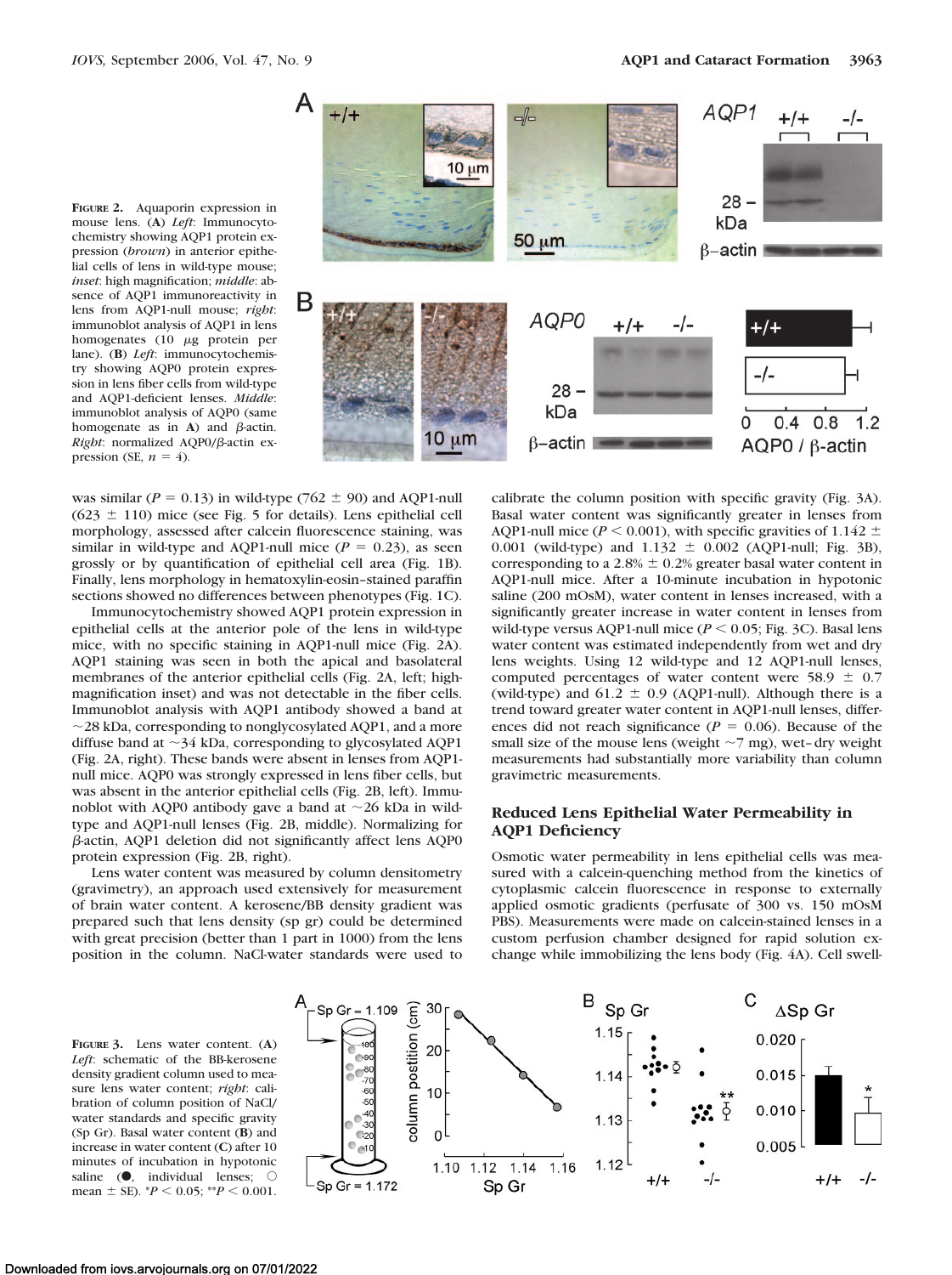**Figure 2.** Aquaporin expression in mouse lens. (**A**) *Left*: Immunocytochemistry showing AQP1 protein expression (*brown*) in anterior epithelial cells of lens in wild-type mouse; *inset*: high magnification; *middle*: absence of AQP1 immunoreactivity in lens from AQP1-null mouse; *right*: immunoblot analysis of AQP1 in lens homogenates (10 μg protein per lane). (**B**) *Left*: immunocytochemistry showing AQP0 protein expression in lens fiber cells from wild-type and AQP1-deficient lenses. *Middle*: immunoblot analysis of AQP0 (same homogenate as in **A**) and β-actin. *Right*: normalized AQP0/β-actin expression (SE, $n = 4$).

was similar ($P = 0.13$) in wild-type (762 ± 90) and AQP1-null (623 ± 110) mice (see Fig. 5 for details). Lens epithelial cell morphology, assessed after calcein fluorescence staining, was similar in wild-type and AQP1-null mice ($P = 0.23$), as seen grossly or by quantification of epithelial cell area (Fig. 1B). Finally, lens morphology in hematoxylin-eosin–stained paraffin sections showed no differences between phenotypes (Fig. 1C).

Immunocytochemistry showed AQP1 protein expression in epithelial cells at the anterior pole of the lens in wild-type mice, with no specific staining in AQP1-null mice (Fig. 2A). AQP1 staining was seen in both the apical and basolateral membranes of the anterior epithelial cells (Fig. 2A, left; high-magnification inset) and was not detectable in the fiber cells. Immunoblot analysis with AQP1 antibody showed a band at ~28 kDa, corresponding to nonglycosylated AQP1, and a more diffuse band at ~34 kDa, corresponding to glycosylated AQP1 (Fig. 2A, right). These bands were absent in lenses from AQP1-null mice. AQP0 was strongly expressed in lens fiber cells, but was absent in the anterior epithelial cells (Fig. 2B, left). Immunoblot with AQP0 antibody gave a band at ~26 kDa in wild-type and AQP1-null lenses (Fig. 2B, middle). Normalizing for β-actin, AQP1 deletion did not significantly affect lens AQP0 protein expression (Fig. 2B, right).

Lens water content was measured by column densitometry (gravimetry), an approach used extensively for measurement of brain water content. A kerosene/BB density gradient was prepared such that lens density (sp gr) could be determined with great precision (better than 1 part in 1000) from the lens position in the column. NaCl-water standards were used to calibrate the column position with specific gravity (Fig. 3A). Basal water content was significantly greater in lenses from AQP1-null mice ($P < 0.001$), with specific gravities of 1.142 ± 0.001 (wild-type) and 1.132 ± 0.002 (AQP1-null; Fig. 3B), corresponding to a 2.8% ± 0.2% greater basal water content in AQP1-null mice. After a 10-minute incubation in hypotonic saline (200 mOsM), water content in lenses increased, with a significantly greater increase in water content in lenses from wild-type versus AQP1-null mice ($P < 0.05$; Fig. 3C). Basal lens water content was estimated independently from wet and dry lens weights. Using 12 wild-type and 12 AQP1-null lenses, computed percentages of water content were 58.9 ± 0.7 (wild-type) and 61.2 ± 0.9 (AQP1-null). Although there is a trend toward greater water content in AQP1-null lenses, differences did not reach significance ($P = 0.06$). Because of the small size of the mouse lens (weight ~7 mg), wet–dry weight measurements had substantially more variability than column gravimetric measurements.

## Reduced Lens Epithelial Water Permeability in AQP1 Deficiency

Osmotic water permeability in lens epithelial cells was measured with a calcein-quenching method from the kinetics of cytoplasmic calcein fluorescence in response to externally applied osmotic gradients (perfusate of 300 vs. 150 mOsM PBS). Measurements were made on calcein-stained lenses in a custom perfusion chamber designed for rapid solution exchange while immobilizing the lens body (Fig. 4A). Cell swell-

**Figure 3.** Lens water content. (**A**) *Left*: schematic of the BB-kerosene density gradient column used to measure lens water content; *right*: calibration of column position of NaCl/water standards and specific gravity (Sp Gr). Basal water content (**B**) and increase in water content (**C**) after 10 minutes of incubation in hypotonic saline (●, individual lenses; ○ mean ± SE). \*$P < 0.05$; \*\*$P < 0.001$.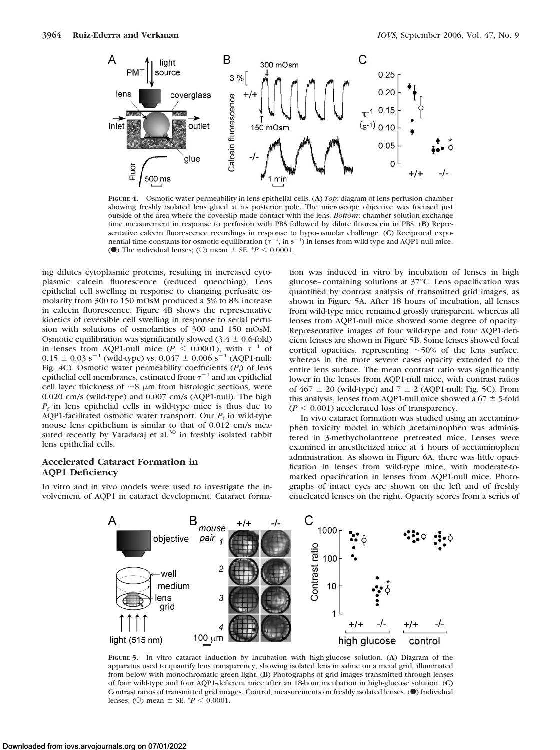**FIGURE 4.** Osmotic water permeability in lens epithelial cells. (**A**) *Top*: diagram of lens-perfusion chamber showing freshly isolated lens glued at its posterior pole. The microscope objective was focused just outside of the area where the coverslip made contact with the lens. *Bottom*: chamber solution-exchange time measurement in response to perfusion with PBS followed by dilute fluorescein in PBS. (**B**) Representative calcein fluorescence recordings in response to hypo-osmolar challenge. (**C**) Reciprocal exponential time constants for osmotic equilibration ($\tau^{-1}$, in $s^{-1}$) in lenses from wild-type and AQP1-null mice. (●) The individual lenses; (○) mean ± SE. *$P < 0.0001$.

ing dilutes cytoplasmic proteins, resulting in increased cytoplasmic calcein fluorescence (reduced quenching). Lens epithelial cell swelling in response to changing perfusate osmolarity from 300 to 150 mOsM produced a 5% to 8% increase in calcein fluorescence. Figure 4B shows the representative kinetics of reversible cell swelling in response to serial perfusion with solutions of osmolarities of 300 and 150 mOsM. Osmotic equilibration was significantly slowed (3.4 ± 0.6-fold) in lenses from AQP1-null mice ($P < 0.0001$), with $\tau^{-1}$ of 0.15 ± 0.03 $s^{-1}$ (wild-type) vs. 0.047 ± 0.006 $s^{-1}$ (AQP1-null; Fig. 4C). Osmotic water permeability coefficients ($P_f$) of lens epithelial cell membranes, estimated from $\tau^{-1}$ and an epithelial cell layer thickness of ~8 μm from histologic sections, were 0.020 cm/s (wild-type) and 0.007 cm/s (AQP1-null). The high $P_f$ in lens epithelial cells in wild-type mice is thus due to AQP1-facilitated osmotic water transport. Our $P_f$ in wild-type mouse lens epithelium is similar to that of 0.012 cm/s measured recently by Varadaraj et al.[30] in freshly isolated rabbit lens epithelial cells.

### Accelerated Cataract Formation in AQP1 Deficiency

In vitro and in vivo models were used to investigate the involvement of AQP1 in cataract development. Cataract formation was induced in vitro by incubation of lenses in high glucose–containing solutions at 37°C. Lens opacification was quantified by contrast analysis of transmitted grid images, as shown in Figure 5A. After 18 hours of incubation, all lenses from wild-type mice remained grossly transparent, whereas all lenses from AQP1-null mice showed some degree of opacity. Representative images of four wild-type and four AQP1-deficient lenses are shown in Figure 5B. Some lenses showed focal cortical opacities, representing ~50% of the lens surface, whereas in the more severe cases opacity extended to the entire lens surface. The mean contrast ratio was significantly lower in the lenses from AQP1-null mice, with contrast ratios of 467 ± 20 (wild-type) and 7 ± 2 (AQP1-null; Fig. 5C). From this analysis, lenses from AQP1-null mice showed a 67 ± 5-fold ($P < 0.001$) accelerated loss of transparency.

In vivo cataract formation was studied using an acetaminophen toxicity model in which acetaminophen was administered in 3-methycholantrene pretreated mice. Lenses were examined in anesthetized mice at 4 hours of acetaminophen administration. As shown in Figure 6A, there was little opacification in lenses from wild-type mice, with moderate-to-marked opacification in lenses from AQP1-null mice. Photographs of intact eyes are shown on the left and of freshly enucleated lenses on the right. Opacity scores from a series of

**FIGURE 5.** In vitro cataract induction by incubation with high-glucose solution. (**A**) Diagram of the apparatus used to quantify lens transparency, showing isolated lens in saline on a metal grid, illuminated from below with monochromatic green light. (**B**) Photographs of grid images transmitted through lenses of four wild-type and four AQP1-deficient mice after an 18-hour incubation in high-glucose solution. (**C**) Contrast ratios of transmitted grid images. Control, measurements on freshly isolated lenses. (●) Individual lenses; (○) mean ± SE. *$P < 0.0001$.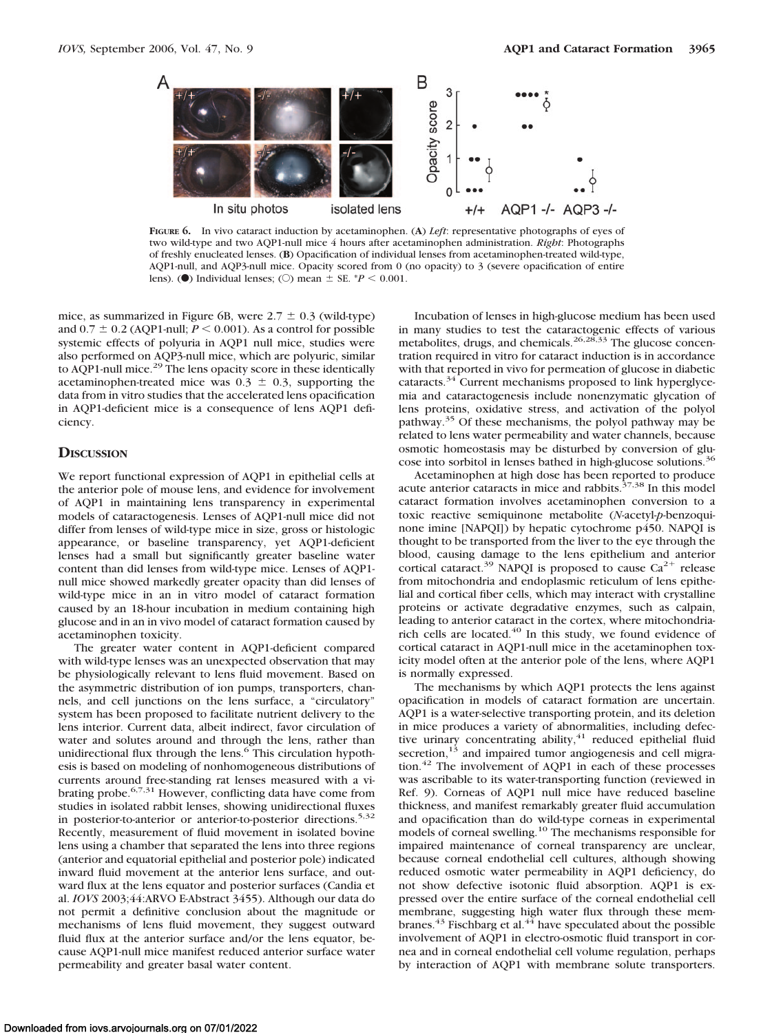**Figure 6.** In vivo cataract induction by acetaminophen. (**A**) *Left*: representative photographs of eyes of two wild-type and two AQP1-null mice 4 hours after acetaminophen administration. *Right*: Photographs of freshly enucleated lenses. (**B**) Opacification of individual lenses from acetaminophen-treated wild-type, AQP1-null, and AQP3-null mice. Opacity scored from 0 (no opacity) to 3 (severe opacification of entire lens). (●) Individual lenses; (○) mean ± SE. $^{*}P < 0.001$.

mice, as summarized in Figure 6B, were 2.7 ± 0.3 (wild-type) and 0.7 ± 0.2 (AQP1-null; $P < 0.001$). As a control for possible systemic effects of polyuria in AQP1 null mice, studies were also performed on AQP3-null mice, which are polyuric, similar to AQP1-null mice.[29] The lens opacity score in these identically acetaminophen-treated mice was 0.3 ± 0.3, supporting the data from in vitro studies that the accelerated lens opacification in AQP1-deficient mice is a consequence of lens AQP1 deficiency.

## Discussion

We report functional expression of AQP1 in epithelial cells at the anterior pole of mouse lens, and evidence for involvement of AQP1 in maintaining lens transparency in experimental models of cataractogenesis. Lenses of AQP1-null mice did not differ from lenses of wild-type mice in size, gross or histologic appearance, or baseline transparency, yet AQP1-deficient lenses had a small but significantly greater baseline water content than did lenses from wild-type mice. Lenses of AQP1-null mice showed markedly greater opacity than did lenses of wild-type mice in an in vitro model of cataract formation caused by an 18-hour incubation in medium containing high glucose and in an in vivo model of cataract formation caused by acetaminophen toxicity.

The greater water content in AQP1-deficient compared with wild-type lenses was an unexpected observation that may be physiologically relevant to lens fluid movement. Based on the asymmetric distribution of ion pumps, transporters, channels, and cell junctions on the lens surface, a "circulatory" system has been proposed to facilitate nutrient delivery to the lens interior. Current data, albeit indirect, favor circulation of water and solutes around and through the lens, rather than unidirectional flux through the lens.[6] This circulation hypothesis is based on modeling of nonhomogeneous distributions of currents around free-standing rat lenses measured with a vibrating probe.[6,7,31] However, conflicting data have come from studies in isolated rabbit lenses, showing unidirectional fluxes in posterior-to-anterior or anterior-to-posterior directions.[5,32] Recently, measurement of fluid movement in isolated bovine lens using a chamber that separated the lens into three regions (anterior and equatorial epithelial and posterior pole) indicated inward fluid movement at the anterior lens surface, and outward flux at the lens equator and posterior surfaces (Candia et al. *IOVS* 2003;44:ARVO E-Abstract 3455). Although our data do not permit a definitive conclusion about the magnitude or mechanisms of lens fluid movement, they suggest outward fluid flux at the anterior surface and/or the lens equator, because AQP1-null mice manifest reduced anterior surface water permeability and greater basal water content.

Incubation of lenses in high-glucose medium has been used in many studies to test the cataractogenic effects of various metabolites, drugs, and chemicals.[26,28,33] The glucose concentration required in vitro for cataract induction is in accordance with that reported in vivo for permeation of glucose in diabetic cataracts.[34] Current mechanisms proposed to link hyperglycemia and cataractogenesis include nonenzymatic glycation of lens proteins, oxidative stress, and activation of the polyol pathway.[35] Of these mechanisms, the polyol pathway may be related to lens water permeability and water channels, because osmotic homeostasis may be disturbed by conversion of glucose into sorbitol in lenses bathed in high-glucose solutions.[36]

Acetaminophen at high dose has been reported to produce acute anterior cataracts in mice and rabbits.[37,38] In this model cataract formation involves acetaminophen conversion to a toxic reactive semiquinone metabolite (*N*-acetyl-*p*-benzoquinone imine [NAPQI]) by hepatic cytochrome p450. NAPQI is thought to be transported from the liver to the eye through the blood, causing damage to the lens epithelium and anterior cortical cataract.[39] NAPQI is proposed to cause $Ca^{2+}$ release from mitochondria and endoplasmic reticulum of lens epithelial and cortical fiber cells, which may interact with crystalline proteins or activate degradative enzymes, such as calpain, leading to anterior cataract in the cortex, where mitochondria-rich cells are located.[40] In this study, we found evidence of cortical cataract in AQP1-null mice in the acetaminophen toxicity model often at the anterior pole of the lens, where AQP1 is normally expressed.

The mechanisms by which AQP1 protects the lens against opacification in models of cataract formation are uncertain. AQP1 is a water-selective transporting protein, and its deletion in mice produces a variety of abnormalities, including defective urinary concentrating ability,[41] reduced epithelial fluid secretion,[13] and impaired tumor angiogenesis and cell migration.[42] The involvement of AQP1 in each of these processes was ascribable to its water-transporting function (reviewed in Ref. 9). Corneas of AQP1 null mice have reduced baseline thickness, and manifest remarkably greater fluid accumulation and opacification than do wild-type corneas in experimental models of corneal swelling.[10] The mechanisms responsible for impaired maintenance of corneal transparency are unclear, because corneal endothelial cell cultures, although showing reduced osmotic water permeability in AQP1 deficiency, do not show defective isotonic fluid absorption. AQP1 is expressed over the entire surface of the corneal endothelial cell membrane, suggesting high water flux through these membranes.[43] Fischbarg et al.[44] have speculated about the possible involvement of AQP1 in electro-osmotic fluid transport in cornea and in corneal endothelial cell volume regulation, perhaps by interaction of AQP1 with membrane solute transporters.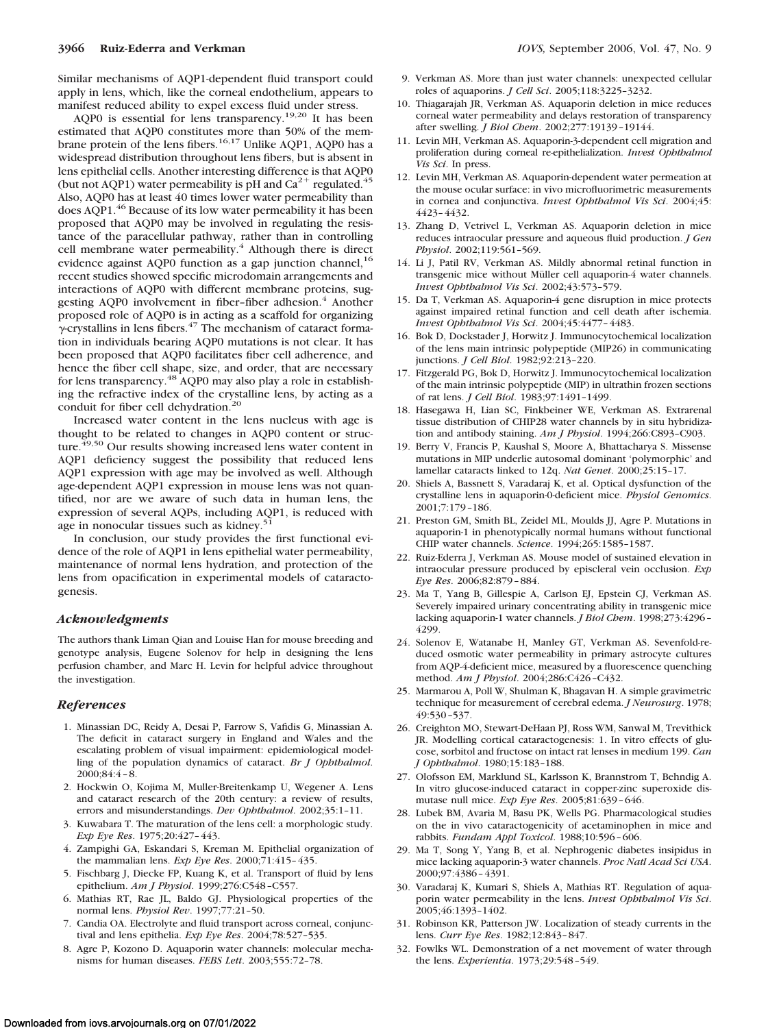Similar mechanisms of AQP1-dependent fluid transport could apply in lens, which, like the corneal endothelium, appears to manifest reduced ability to expel excess fluid under stress.

AQP0 is essential for lens transparency.[19,20] It has been estimated that AQP0 constitutes more than 50% of the membrane protein of the lens fibers.[16,17] Unlike AQP1, AQP0 has a widespread distribution throughout lens fibers, but is absent in lens epithelial cells. Another interesting difference is that AQP0 (but not AQP1) water permeability is pH and $Ca^{2+}$ regulated.[45] Also, AQP0 has at least 40 times lower water permeability than does AQP1.[46] Because of its low water permeability it has been proposed that AQP0 may be involved in regulating the resistance of the paracellular pathway, rather than in controlling cell membrane water permeability.[4] Although there is direct evidence against AQP0 function as a gap junction channel,[16] recent studies showed specific microdomain arrangements and interactions of AQP0 with different membrane proteins, suggesting AQP0 involvement in fiber–fiber adhesion.[4] Another proposed role of AQP0 is in acting as a scaffold for organizing γ-crystallins in lens fibers.[47] The mechanism of cataract formation in individuals bearing AQP0 mutations is not clear. It has been proposed that AQP0 facilitates fiber cell adherence, and hence the fiber cell shape, size, and order, that are necessary for lens transparency.[48] AQP0 may also play a role in establishing the refractive index of the crystalline lens, by acting as a conduit for fiber cell dehydration.[20]

Increased water content in the lens nucleus with age is thought to be related to changes in AQP0 content or structure.[49,50] Our results showing increased lens water content in AQP1 deficiency suggest the possibility that reduced lens AQP1 expression with age may be involved as well. Although age-dependent AQP1 expression in mouse lens was not quantified, nor are we aware of such data in human lens, the expression of several AQPs, including AQP1, is reduced with age in nonocular tissues such as kidney.[51]

In conclusion, our study provides the first functional evidence of the role of AQP1 in lens epithelial water permeability, maintenance of normal lens hydration, and protection of the lens from opacification in experimental models of cataractogenesis.

## *Acknowledgments*

The authors thank Liman Qian and Louise Han for mouse breeding and genotype analysis, Eugene Solenov for help in designing the lens perfusion chamber, and Marc H. Levin for helpful advice throughout the investigation.

## *References*

1. Minassian DC, Reidy A, Desai P, Farrow S, Vafidis G, Minassian A. The deficit in cataract surgery in England and Wales and the escalating problem of visual impairment: epidemiological modelling of the population dynamics of cataract. *Br J Ophthalmol*. 2000;84:4–8.
2. Hockwin O, Kojima M, Muller-Breitenkamp U, Wegener A. Lens and cataract research of the 20th century: a review of results, errors and misunderstandings. *Dev Ophthalmol*. 2002;35:1–11.
3. Kuwabara T. The maturation of the lens cell: a morphologic study. *Exp Eye Res*. 1975;20:427–443.
4. Zampighi GA, Eskandari S, Kreman M. Epithelial organization of the mammalian lens. *Exp Eye Res*. 2000;71:415–435.
5. Fischbarg J, Diecke FP, Kuang K, et al. Transport of fluid by lens epithelium. *Am J Physiol*. 1999;276:C548–C557.
6. Mathias RT, Rae JL, Baldo GJ. Physiological properties of the normal lens. *Physiol Rev*. 1997;77:21–50.
7. Candia OA. Electrolyte and fluid transport across corneal, conjunctival and lens epithelia. *Exp Eye Res*. 2004;78:527–535.
8. Agre P, Kozono D. Aquaporin water channels: molecular mechanisms for human diseases. *FEBS Lett*. 2003;555:72–78.
9. Verkman AS. More than just water channels: unexpected cellular roles of aquaporins. *J Cell Sci*. 2005;118:3225–3232.
10. Thiagarajah JR, Verkman AS. Aquaporin deletion in mice reduces corneal water permeability and delays restoration of transparency after swelling. *J Biol Chem*. 2002;277:19139–19144.
11. Levin MH, Verkman AS. Aquaporin-3-dependent cell migration and proliferation during corneal re-epithelialization. *Invest Ophthalmol Vis Sci*. In press.
12. Levin MH, Verkman AS. Aquaporin-dependent water permeation at the mouse ocular surface: in vivo microfluorimetric measurements in cornea and conjunctiva. *Invest Ophthalmol Vis Sci*. 2004;45:4423–4432.
13. Zhang D, Vetrivel L, Verkman AS. Aquaporin deletion in mice reduces intraocular pressure and aqueous fluid production. *J Gen Physiol*. 2002;119:561–569.
14. Li J, Patil RV, Verkman AS. Mildly abnormal retinal function in transgenic mice without Müller cell aquaporin-4 water channels. *Invest Ophthalmol Vis Sci*. 2002;43:573–579.
15. Da T, Verkman AS. Aquaporin-4 gene disruption in mice protects against impaired retinal function and cell death after ischemia. *Invest Ophthalmol Vis Sci*. 2004;45:4477–4483.
16. Bok D, Dockstader J, Horwitz J. Immunocytochemical localization of the lens main intrinsic polypeptide (MIP26) in communicating junctions. *J Cell Biol*. 1982;92:213–220.
17. Fitzgerald PG, Bok D, Horwitz J. Immunocytochemical localization of the main intrinsic polypeptide (MIP) in ultrathin frozen sections of rat lens. *J Cell Biol*. 1983;97:1491–1499.
18. Hasegawa H, Lian SC, Finkbeiner WE, Verkman AS. Extrarenal tissue distribution of CHIP28 water channels by in situ hybridization and antibody staining. *Am J Physiol*. 1994;266:C893–C903.
19. Berry V, Francis P, Kaushal S, Moore A, Bhattacharya S. Missense mutations in MIP underlie autosomal dominant 'polymorphic' and lamellar cataracts linked to 12q. *Nat Genet*. 2000;25:15–17.
20. Shiels A, Bassnett S, Varadaraj K, et al. Optical dysfunction of the crystalline lens in aquaporin-0-deficient mice. *Physiol Genomics*. 2001;7:179–186.
21. Preston GM, Smith BL, Zeidel ML, Moulds JJ, Agre P. Mutations in aquaporin-1 in phenotypically normal humans without functional CHIP water channels. *Science*. 1994;265:1585–1587.
22. Ruiz-Ederra J, Verkman AS. Mouse model of sustained elevation in intraocular pressure produced by episcleral vein occlusion. *Exp Eye Res*. 2006;82:879–884.
23. Ma T, Yang B, Gillespie A, Carlson EJ, Epstein CJ, Verkman AS. Severely impaired urinary concentrating ability in transgenic mice lacking aquaporin-1 water channels. *J Biol Chem*. 1998;273:4296–4299.
24. Solenov E, Watanabe H, Manley GT, Verkman AS. Sevenfold-reduced osmotic water permeability in primary astrocyte cultures from AQP-4-deficient mice, measured by a fluorescence quenching method. *Am J Physiol*. 2004;286:C426–C432.
25. Marmarou A, Poll W, Shulman K, Bhagavan H. A simple gravimetric technique for measurement of cerebral edema. *J Neurosurg*. 1978;49:530–537.
26. Creighton MO, Stewart-DeHaan PJ, Ross WM, Sanwal M, Trevithick JR. Modelling cortical cataractogenesis: 1. In vitro effects of glucose, sorbitol and fructose on intact rat lenses in medium 199. *Can J Ophthalmol*. 1980;15:183–188.
27. Olofsson EM, Marklund SL, Karlsson K, Brannstrom T, Behndig A. In vitro glucose-induced cataract in copper-zinc superoxide dismutase null mice. *Exp Eye Res*. 2005;81:639–646.
28. Lubek BM, Avaria M, Basu PK, Wells PG. Pharmacological studies on the in vivo cataractogenicity of acetaminophen in mice and rabbits. *Fundam Appl Toxicol*. 1988;10:596–606.
29. Ma T, Song Y, Yang B, et al. Nephrogenic diabetes insipidus in mice lacking aquaporin-3 water channels. *Proc Natl Acad Sci USA*. 2000;97:4386–4391.
30. Varadaraj K, Kumari S, Shiels A, Mathias RT. Regulation of aquaporin water permeability in the lens. *Invest Ophthalmol Vis Sci*. 2005;46:1393–1402.
31. Robinson KR, Patterson JW. Localization of steady currents in the lens. *Curr Eye Res*. 1982;12:843–847.
32. Fowlks WL. Demonstration of a net movement of water through the lens. *Experientia*. 1973;29:548–549.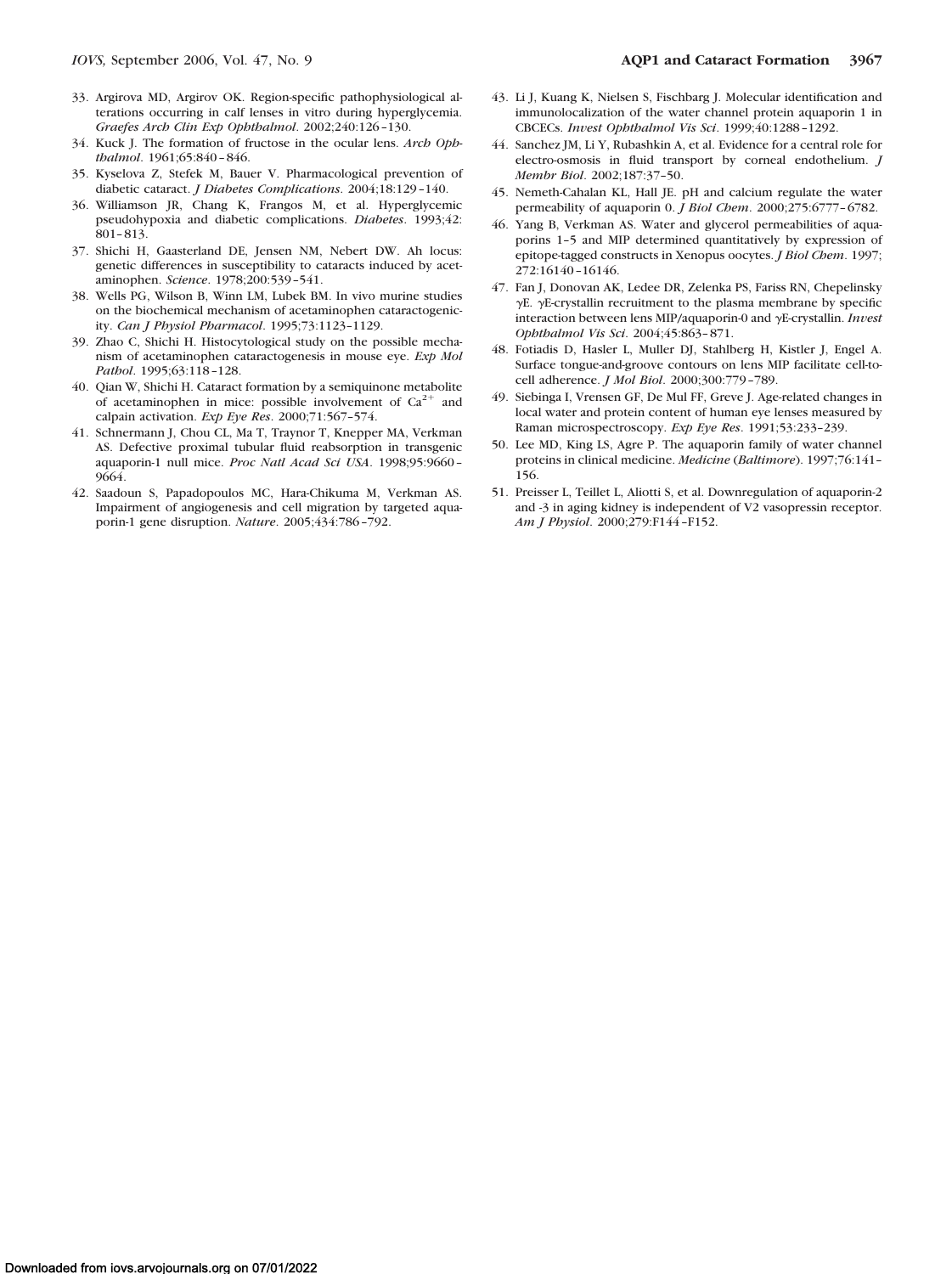33. Argirova MD, Argirov OK. Region-specific pathophysiological alterations occurring in calf lenses in vitro during hyperglycemia. *Graefes Arch Clin Exp Ophthalmol*. 2002;240:126–130.
34. Kuck J. The formation of fructose in the ocular lens. *Arch Ophthalmol*. 1961;65:840–846.
35. Kyselova Z, Stefek M, Bauer V. Pharmacological prevention of diabetic cataract. *J Diabetes Complications*. 2004;18:129–140.
36. Williamson JR, Chang K, Frangos M, et al. Hyperglycemic pseudohypoxia and diabetic complications. *Diabetes*. 1993;42:801–813.
37. Shichi H, Gaasterland DE, Jensen NM, Nebert DW. Ah locus: genetic differences in susceptibility to cataracts induced by acetaminophen. *Science*. 1978;200:539–541.
38. Wells PG, Wilson B, Winn LM, Lubek BM. In vivo murine studies on the biochemical mechanism of acetaminophen cataractogenicity. *Can J Physiol Pharmacol*. 1995;73:1123–1129.
39. Zhao C, Shichi H. Histocytological study on the possible mechanism of acetaminophen cataractogenesis in mouse eye. *Exp Mol Pathol*. 1995;63:118–128.
40. Qian W, Shichi H. Cataract formation by a semiquinone metabolite of acetaminophen in mice: possible involvement of $Ca^{2+}$ and calpain activation. *Exp Eye Res*. 2000;71:567–574.
41. Schnermann J, Chou CL, Ma T, Traynor T, Knepper MA, Verkman AS. Defective proximal tubular fluid reabsorption in transgenic aquaporin-1 null mice. *Proc Natl Acad Sci USA*. 1998;95:9660–9664.
42. Saadoun S, Papadopoulos MC, Hara-Chikuma M, Verkman AS. Impairment of angiogenesis and cell migration by targeted aquaporin-1 gene disruption. *Nature*. 2005;434:786–792.
43. Li J, Kuang K, Nielsen S, Fischbarg J. Molecular identification and immunolocalization of the water channel protein aquaporin 1 in CBCECs. *Invest Ophthalmol Vis Sci*. 1999;40:1288–1292.
44. Sanchez JM, Li Y, Rubashkin A, et al. Evidence for a central role for electro-osmosis in fluid transport by corneal endothelium. *J Membr Biol*. 2002;187:37–50.
45. Nemeth-Cahalan KL, Hall JE. pH and calcium regulate the water permeability of aquaporin 0. *J Biol Chem*. 2000;275:6777–6782.
46. Yang B, Verkman AS. Water and glycerol permeabilities of aquaporins 1–5 and MIP determined quantitatively by expression of epitope-tagged constructs in Xenopus oocytes. *J Biol Chem*. 1997;272:16140–16146.
47. Fan J, Donovan AK, Ledee DR, Zelenka PS, Fariss RN, Chepelinsky γE. γE-crystallin recruitment to the plasma membrane by specific interaction between lens MIP/aquaporin-0 and γE-crystallin. *Invest Ophthalmol Vis Sci*. 2004;45:863–871.
48. Fotiadis D, Hasler L, Muller DJ, Stahlberg H, Kistler J, Engel A. Surface tongue-and-groove contours on lens MIP facilitate cell-to-cell adherence. *J Mol Biol*. 2000;300:779–789.
49. Siebinga I, Vrensen GF, De Mul FF, Greve J. Age-related changes in local water and protein content of human eye lenses measured by Raman microspectroscopy. *Exp Eye Res*. 1991;53:233–239.
50. Lee MD, King LS, Agre P. The aquaporin family of water channel proteins in clinical medicine. *Medicine* (*Baltimore*). 1997;76:141–156.
51. Preisser L, Teillet L, Aliotti S, et al. Downregulation of aquaporin-2 and -3 in aging kidney is independent of V2 vasopressin receptor. *Am J Physiol*. 2000;279:F144–F152.